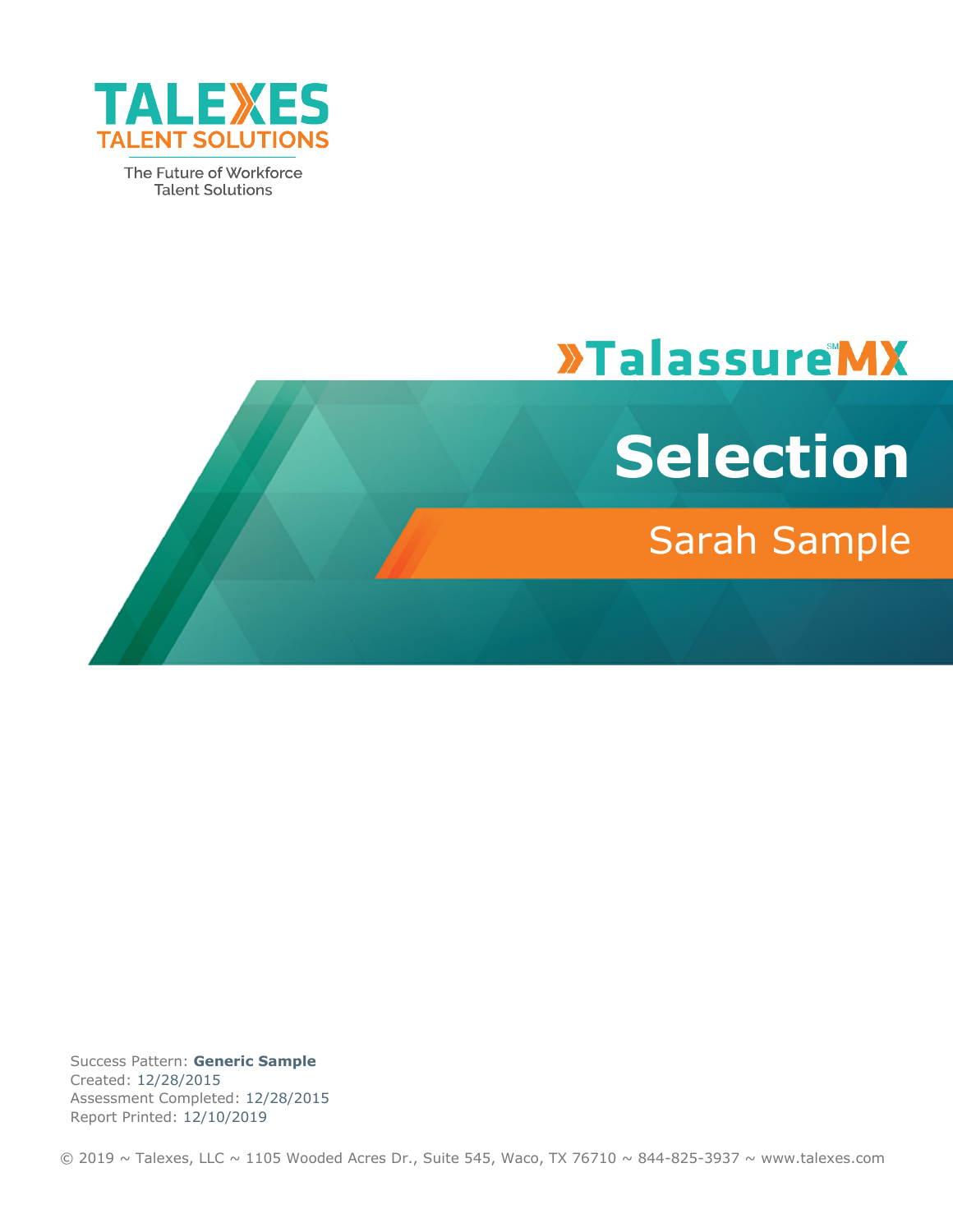TALEXES
TALENT SOLUTIONS

The Future of Workforce Talent Solutions

»TalassureMX

# Selection

## Sarah Sample

Success Pattern: **Generic Sample**
Created: 12/28/2015
Assessment Completed: 12/28/2015
Report Printed: 12/10/2019

© 2019 ~ Talexes, LLC ~ 1105 Wooded Acres Dr., Suite 545, Waco, TX 76710 ~ 844-825-3937 ~ www.talexes.com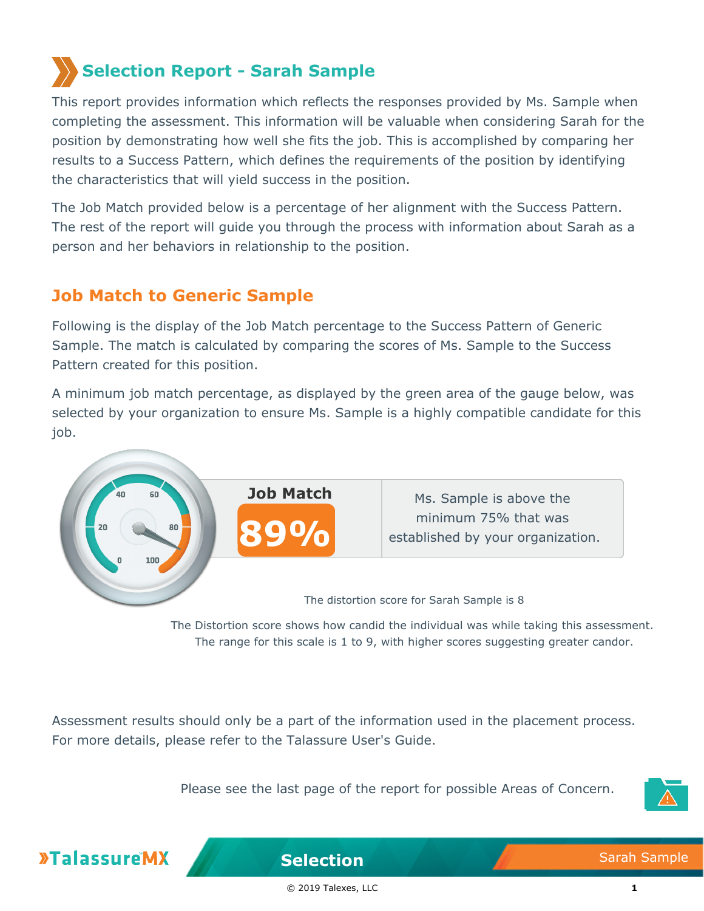# Selection Report - Sarah Sample

This report provides information which reflects the responses provided by Ms. Sample when completing the assessment. This information will be valuable when considering Sarah for the position by demonstrating how well she fits the job. This is accomplished by comparing her results to a Success Pattern, which defines the requirements of the position by identifying the characteristics that will yield success in the position.

The Job Match provided below is a percentage of her alignment with the Success Pattern. The rest of the report will guide you through the process with information about Sarah as a person and her behaviors in relationship to the position.

## Job Match to Generic Sample

Following is the display of the Job Match percentage to the Success Pattern of Generic Sample. The match is calculated by comparing the scores of Ms. Sample to the Success Pattern created for this position.

A minimum job match percentage, as displayed by the green area of the gauge below, was selected by your organization to ensure Ms. Sample is a highly compatible candidate for this job.

**Job Match**

**89%**

Ms. Sample is above the minimum 75% that was established by your organization.

The distortion score for Sarah Sample is 8

The Distortion score shows how candid the individual was while taking this assessment. The range for this scale is 1 to 9, with higher scores suggesting greater candor.

Assessment results should only be a part of the information used in the placement process. For more details, please refer to the Talassure User's Guide.

Please see the last page of the report for possible Areas of Concern.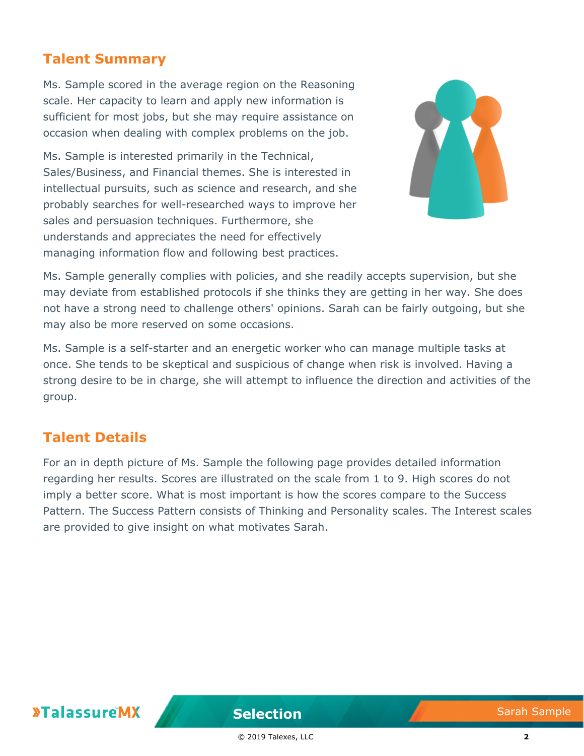## Talent Summary

Ms. Sample scored in the average region on the Reasoning scale. Her capacity to learn and apply new information is sufficient for most jobs, but she may require assistance on occasion when dealing with complex problems on the job.

Ms. Sample is interested primarily in the Technical, Sales/Business, and Financial themes. She is interested in intellectual pursuits, such as science and research, and she probably searches for well-researched ways to improve her sales and persuasion techniques. Furthermore, she understands and appreciates the need for effectively managing information flow and following best practices.

Ms. Sample generally complies with policies, and she readily accepts supervision, but she may deviate from established protocols if she thinks they are getting in her way. She does not have a strong need to challenge others' opinions. Sarah can be fairly outgoing, but she may also be more reserved on some occasions.

Ms. Sample is a self-starter and an energetic worker who can manage multiple tasks at once. She tends to be skeptical and suspicious of change when risk is involved. Having a strong desire to be in charge, she will attempt to influence the direction and activities of the group.

## Talent Details

For an in depth picture of Ms. Sample the following page provides detailed information regarding her results. Scores are illustrated on the scale from 1 to 9. High scores do not imply a better score. What is most important is how the scores compare to the Success Pattern. The Success Pattern consists of Thinking and Personality scales. The Interest scales are provided to give insight on what motivates Sarah.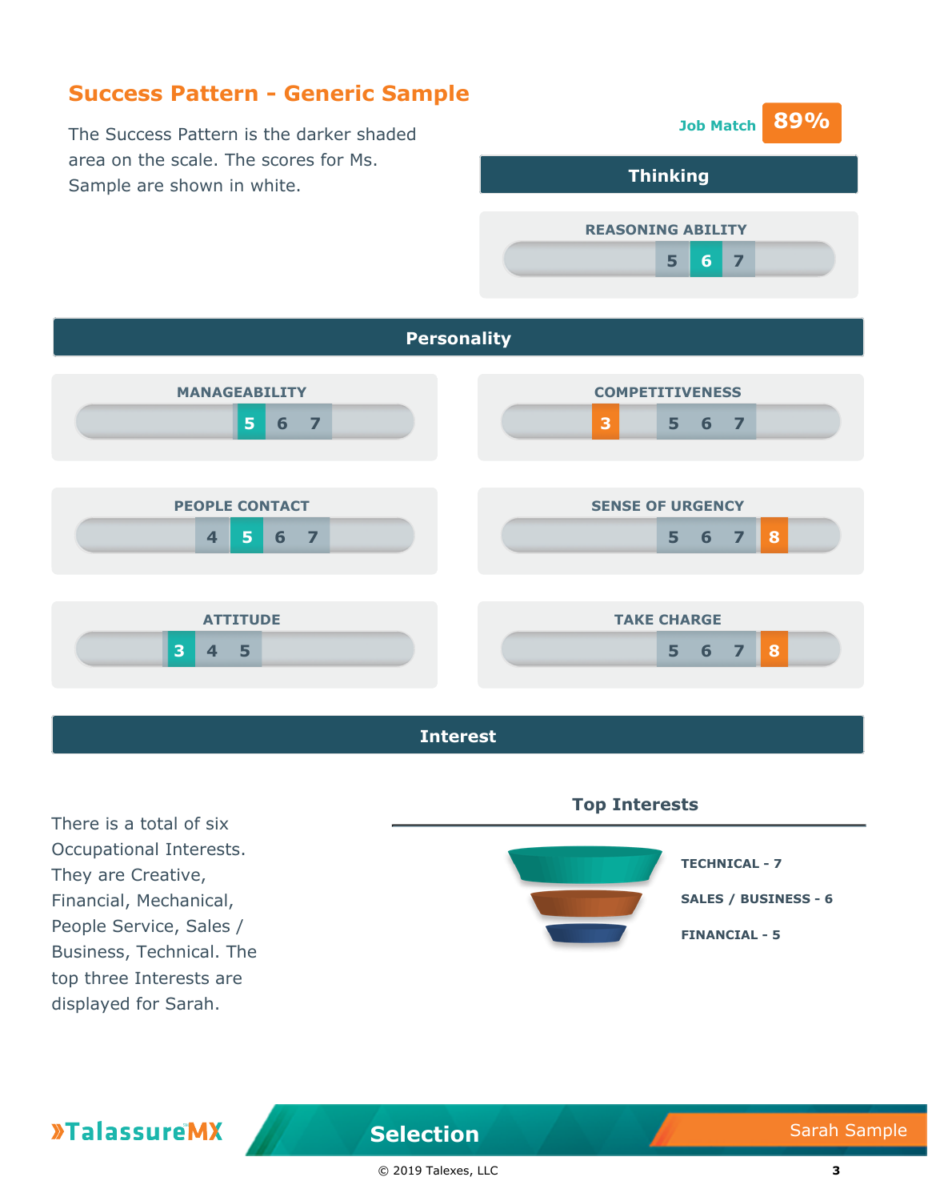# Success Pattern - Generic Sample

The Success Pattern is the darker shaded area on the scale. The scores for Ms. Sample are shown in white.

**Job Match** **89%**

## Thinking

**REASONING ABILITY**

5 **6** 7

## Personality

**MANAGEABILITY**

**5** 6 7

**COMPETITIVENESS**

**3** 5 6 7

**PEOPLE CONTACT**

4 **5** 6 7

**SENSE OF URGENCY**

5 6 7 **8**

**ATTITUDE**

**3** 4 5

**TAKE CHARGE**

5 6 7 **8**

## Interest

There is a total of six Occupational Interests. They are Creative, Financial, Mechanical, People Service, Sales / Business, Technical. The top three Interests are displayed for Sarah.

### Top Interests

- TECHNICAL - 7
- SALES / BUSINESS - 6
- FINANCIAL - 5

»TalassureMX

Selection

Sarah Sample

© 2019 Talexes, LLC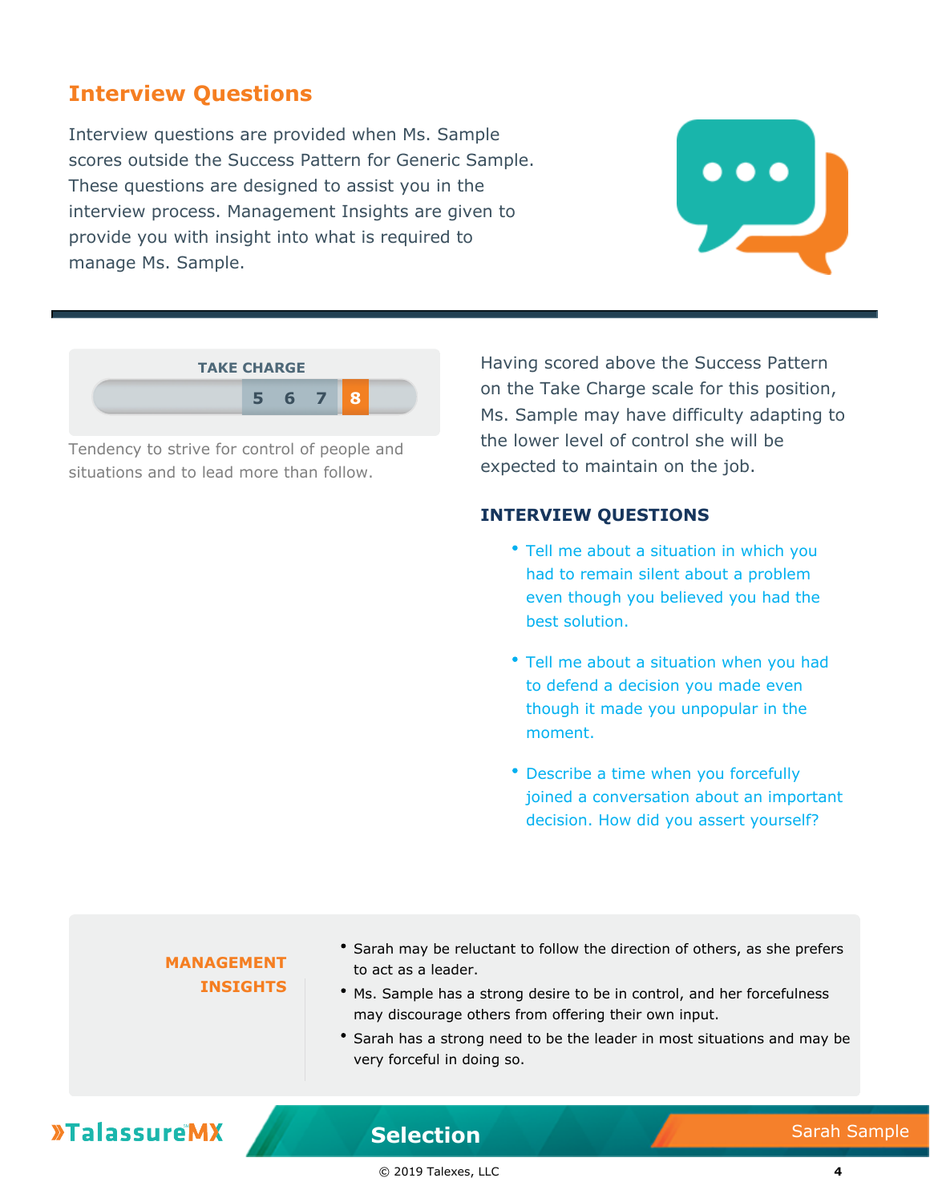## Interview Questions

Interview questions are provided when Ms. Sample scores outside the Success Pattern for Generic Sample. These questions are designed to assist you in the interview process. Management Insights are given to provide you with insight into what is required to manage Ms. Sample.

**TAKE CHARGE**

5 6 7 **8**

Tendency to strive for control of people and situations and to lead more than follow.

Having scored above the Success Pattern on the Take Charge scale for this position, Ms. Sample may have difficulty adapting to the lower level of control she will be expected to maintain on the job.

### INTERVIEW QUESTIONS

- Tell me about a situation in which you had to remain silent about a problem even though you believed you had the best solution.
- Tell me about a situation when you had to defend a decision you made even though it made you unpopular in the moment.
- Describe a time when you forcefully joined a conversation about an important decision. How did you assert yourself?

### MANAGEMENT INSIGHTS

- Sarah may be reluctant to follow the direction of others, as she prefers to act as a leader.
- Ms. Sample has a strong desire to be in control, and her forcefulness may discourage others from offering their own input.
- Sarah has a strong need to be the leader in most situations and may be very forceful in doing so.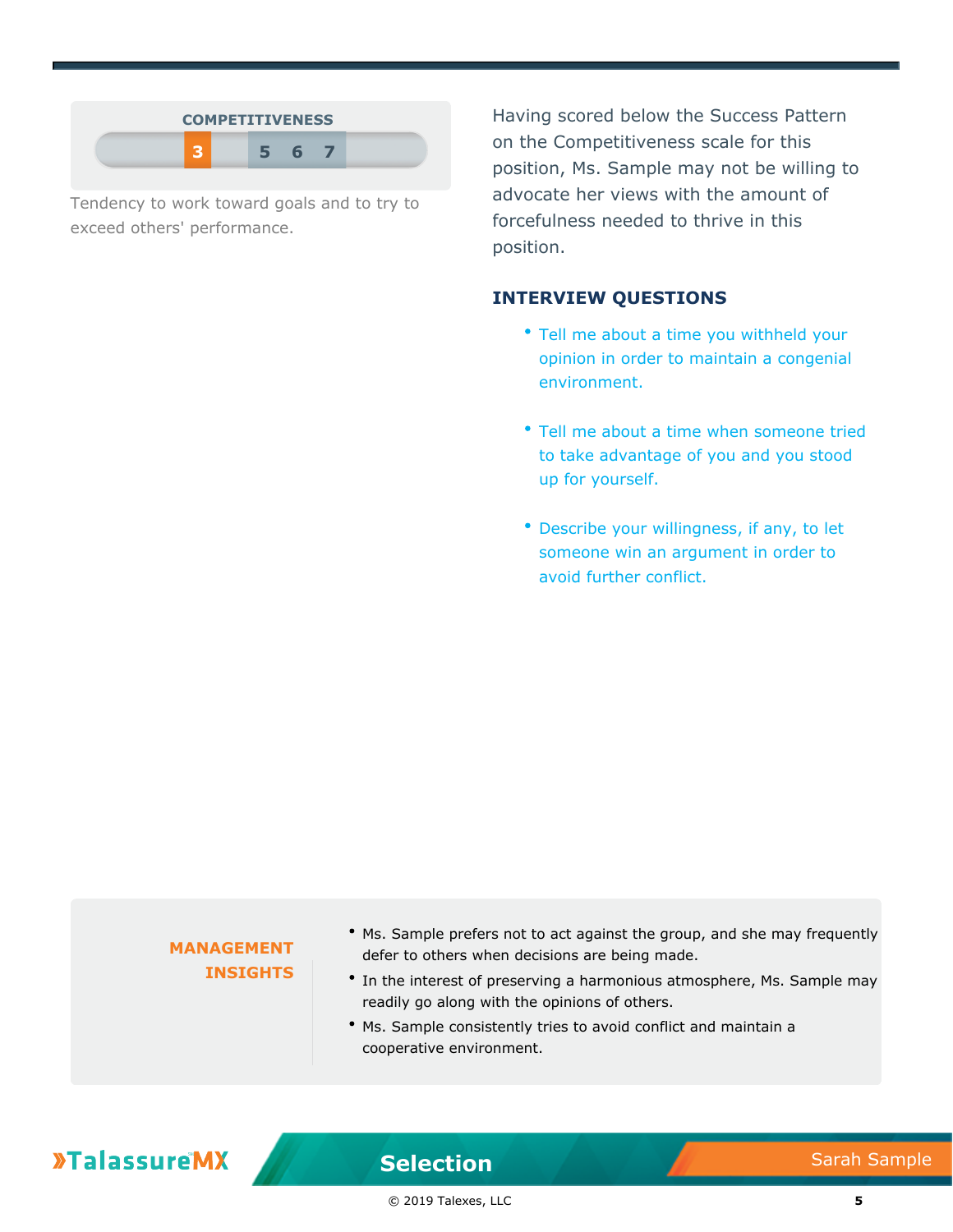## COMPETITIVENESS

**3** | 5 6 7

Tendency to work toward goals and to try to exceed others' performance.

Having scored below the Success Pattern on the Competitiveness scale for this position, Ms. Sample may not be willing to advocate her views with the amount of forcefulness needed to thrive in this position.

### INTERVIEW QUESTIONS

- Tell me about a time you withheld your opinion in order to maintain a congenial environment.
- Tell me about a time when someone tried to take advantage of you and you stood up for yourself.
- Describe your willingness, if any, to let someone win an argument in order to avoid further conflict.

### MANAGEMENT INSIGHTS

- Ms. Sample prefers not to act against the group, and she may frequently defer to others when decisions are being made.
- In the interest of preserving a harmonious atmosphere, Ms. Sample may readily go along with the opinions of others.
- Ms. Sample consistently tries to avoid conflict and maintain a cooperative environment.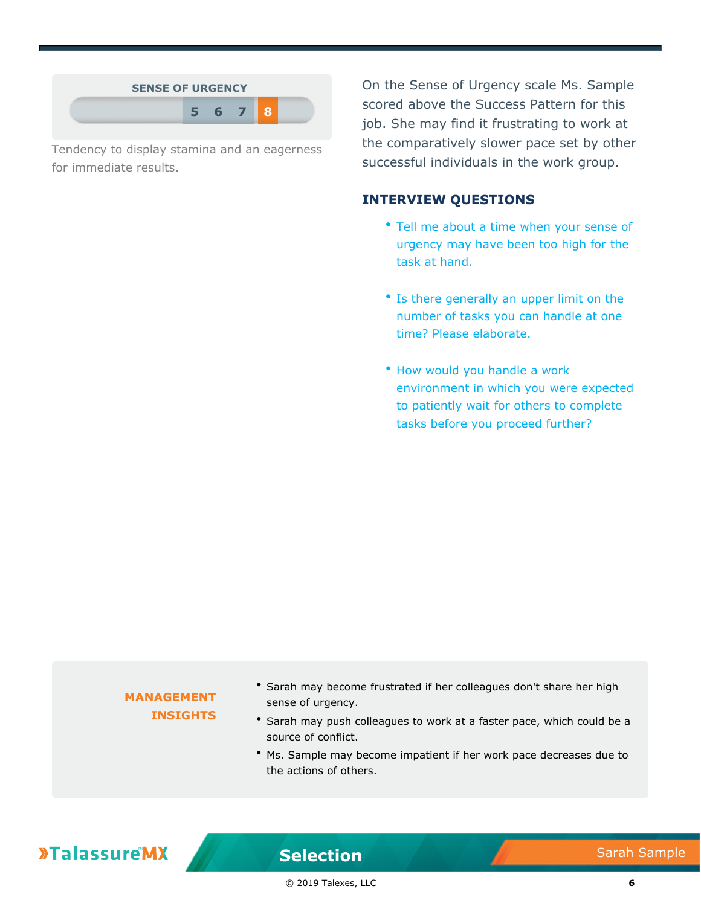## SENSE OF URGENCY

5 6 7 **8**

Tendency to display stamina and an eagerness for immediate results.

On the Sense of Urgency scale Ms. Sample scored above the Success Pattern for this job. She may find it frustrating to work at the comparatively slower pace set by other successful individuals in the work group.

### INTERVIEW QUESTIONS

- Tell me about a time when your sense of urgency may have been too high for the task at hand.
- Is there generally an upper limit on the number of tasks you can handle at one time? Please elaborate.
- How would you handle a work environment in which you were expected to patiently wait for others to complete tasks before you proceed further?

### MANAGEMENT INSIGHTS

- Sarah may become frustrated if her colleagues don't share her high sense of urgency.
- Sarah may push colleagues to work at a faster pace, which could be a source of conflict.
- Ms. Sample may become impatient if her work pace decreases due to the actions of others.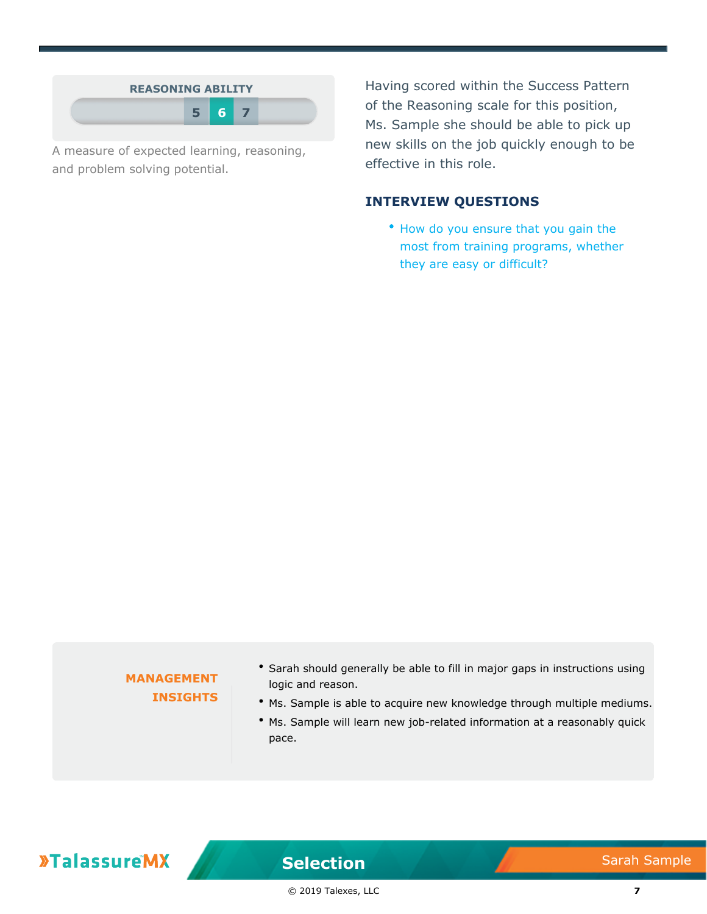## REASONING ABILITY

5 **6** 7

A measure of expected learning, reasoning, and problem solving potential.

Having scored within the Success Pattern of the Reasoning scale for this position, Ms. Sample she should be able to pick up new skills on the job quickly enough to be effective in this role.

### INTERVIEW QUESTIONS

- How do you ensure that you gain the most from training programs, whether they are easy or difficult?

### MANAGEMENT INSIGHTS

- Sarah should generally be able to fill in major gaps in instructions using logic and reason.
- Ms. Sample is able to acquire new knowledge through multiple mediums.
- Ms. Sample will learn new job-related information at a reasonably quick pace.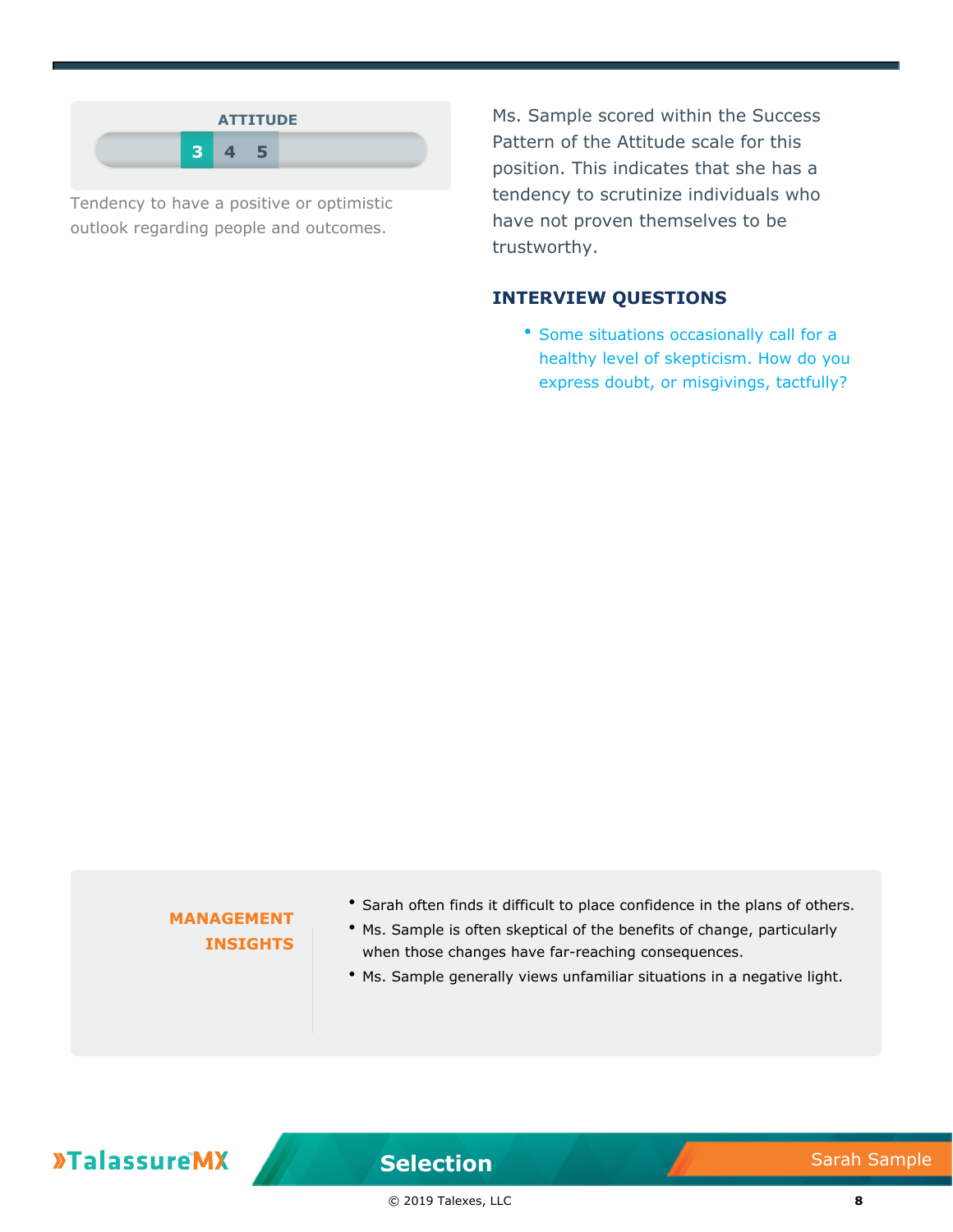## ATTITUDE

**3** 4 5

Tendency to have a positive or optimistic outlook regarding people and outcomes.

Ms. Sample scored within the Success Pattern of the Attitude scale for this position. This indicates that she has a tendency to scrutinize individuals who have not proven themselves to be trustworthy.

### INTERVIEW QUESTIONS

- Some situations occasionally call for a healthy level of skepticism. How do you express doubt, or misgivings, tactfully?

### MANAGEMENT INSIGHTS

- Sarah often finds it difficult to place confidence in the plans of others.
- Ms. Sample is often skeptical of the benefits of change, particularly when those changes have far-reaching consequences.
- Ms. Sample generally views unfamiliar situations in a negative light.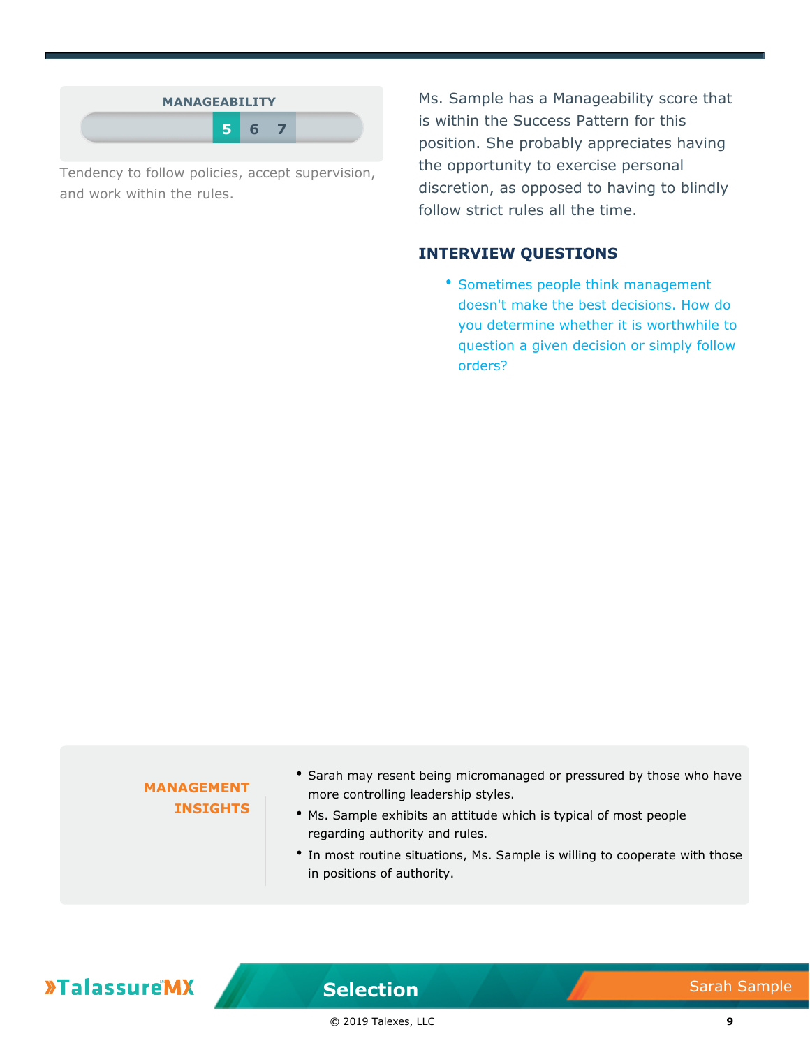## MANAGEABILITY

5 6 7

Tendency to follow policies, accept supervision, and work within the rules.

Ms. Sample has a Manageability score that is within the Success Pattern for this position. She probably appreciates having the opportunity to exercise personal discretion, as opposed to having to blindly follow strict rules all the time.

### INTERVIEW QUESTIONS

- Sometimes people think management doesn't make the best decisions. How do you determine whether it is worthwhile to question a given decision or simply follow orders?

### MANAGEMENT INSIGHTS

- Sarah may resent being micromanaged or pressured by those who have more controlling leadership styles.
- Ms. Sample exhibits an attitude which is typical of most people regarding authority and rules.
- In most routine situations, Ms. Sample is willing to cooperate with those in positions of authority.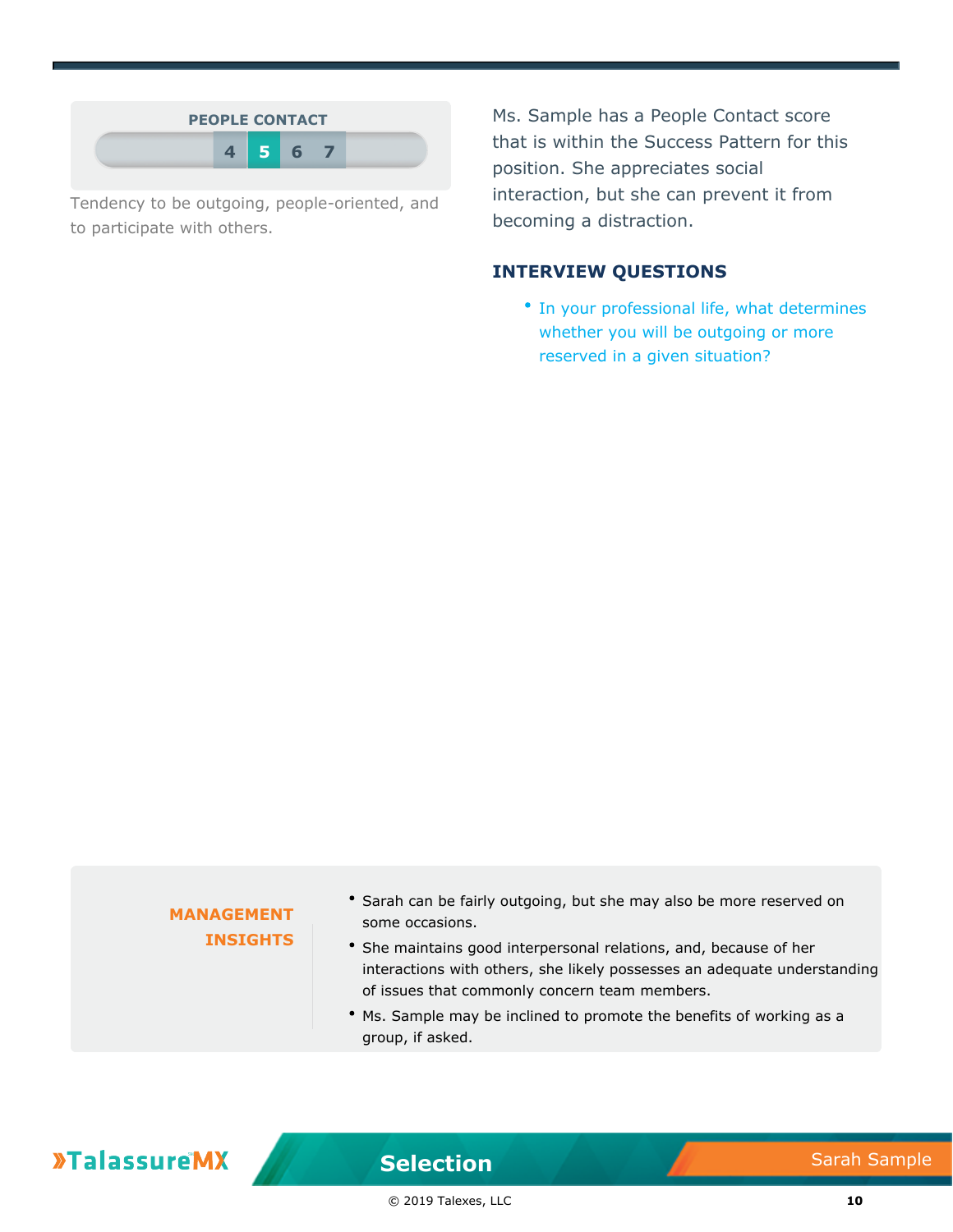## PEOPLE CONTACT

4 **5** 6 7

Tendency to be outgoing, people-oriented, and to participate with others.

Ms. Sample has a People Contact score that is within the Success Pattern for this position. She appreciates social interaction, but she can prevent it from becoming a distraction.

### INTERVIEW QUESTIONS

- In your professional life, what determines whether you will be outgoing or more reserved in a given situation?

### MANAGEMENT INSIGHTS

- Sarah can be fairly outgoing, but she may also be more reserved on some occasions.
- She maintains good interpersonal relations, and, because of her interactions with others, she likely possesses an adequate understanding of issues that commonly concern team members.
- Ms. Sample may be inclined to promote the benefits of working as a group, if asked.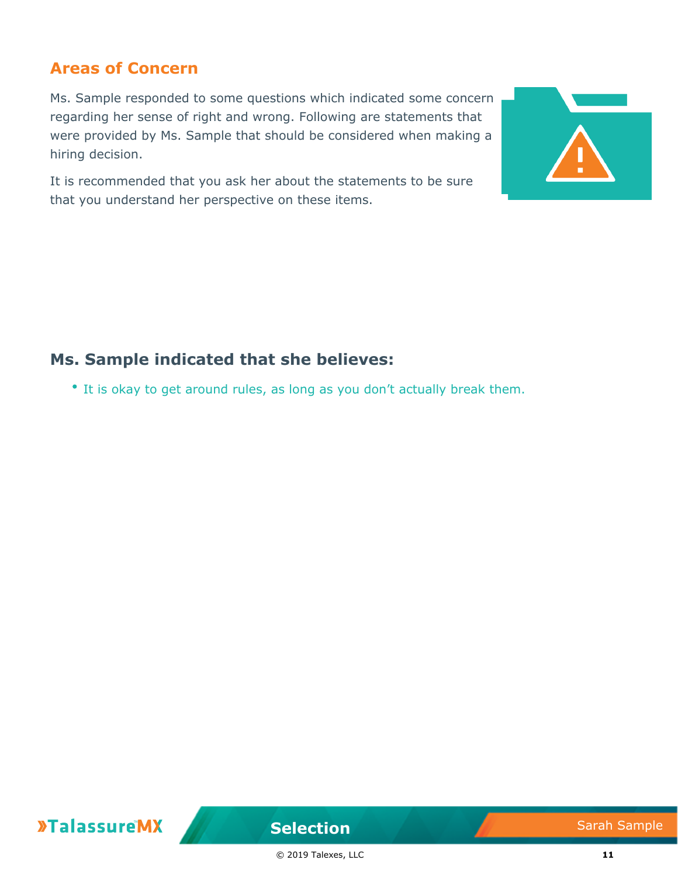## Areas of Concern

Ms. Sample responded to some questions which indicated some concern regarding her sense of right and wrong. Following are statements that were provided by Ms. Sample that should be considered when making a hiring decision.

It is recommended that you ask her about the statements to be sure that you understand her perspective on these items.

### Ms. Sample indicated that she believes:

- It is okay to get around rules, as long as you don’t actually break them.